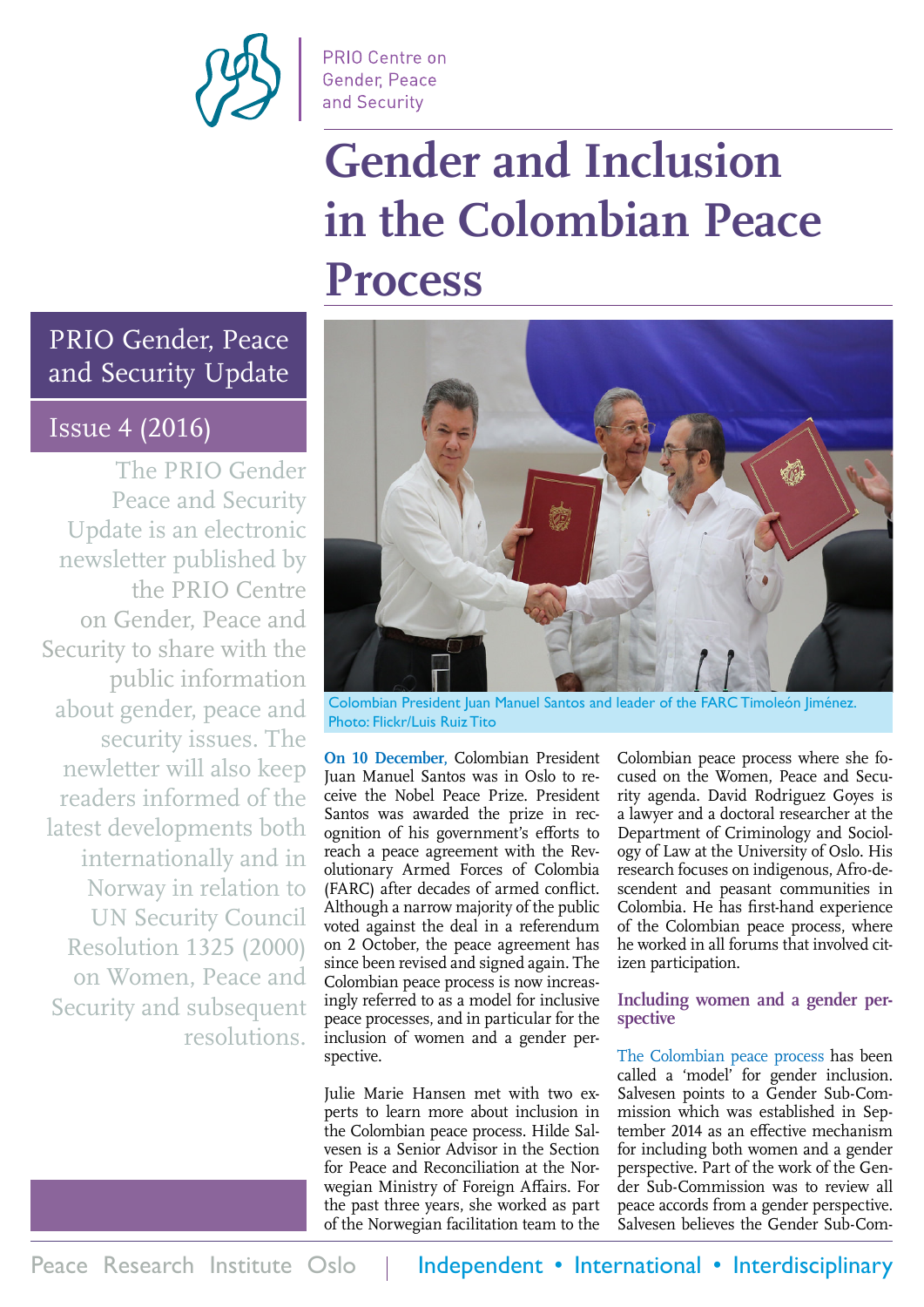PRIO Centre on Gender, Peace and Security

# Gender and Inclusion in the Colombian Peace Process

## PRIO Gender, Peace and Security Update

### Issue 4 (2016)

The PRIO Gender Peace and Security Update is an electronic newsletter published by the PRIO Centre on Gender, Peace and Security to share with the public information about gender, peace and security issues. The newletter will also keep readers informed of the latest developments both internationally and in Norway in relation to UN Security Council Resolution 1325 (2000) on Women, Peace and Security and subsequent resolutions.

Colombian President Juan Manuel Santos and leader of the FARC Timoleón Jiménez. Photo: Flickr/Luis Ruiz Tito

**On 10 December**, Colombian President Juan Manuel Santos was in Oslo to receive the Nobel Peace Prize. President Santos was awarded the prize in recognition of his government's efforts to reach a peace agreement with the Revolutionary Armed Forces of Colombia (FARC) after decades of armed conflict. Although a narrow majority of the public voted against the deal in a referendum on 2 October, the peace agreement has since been revised and signed again. The Colombian peace process is now increasingly referred to as a model for inclusive peace processes, and in particular for the inclusion of women and a gender perspective.

Julie Marie Hansen met with two experts to learn more about inclusion in the Colombian peace process. Hilde Salvesen is a Senior Advisor in the Section for Peace and Reconciliation at the Norwegian Ministry of Foreign Affairs. For the past three years, she worked as part of the Norwegian facilitation team to the Colombian peace process where she focused on the Women, Peace and Security agenda. David Rodriguez Goyes is a lawyer and a doctoral researcher at the Department of Criminology and Sociology of Law at the University of Oslo. His research focuses on indigenous, Afro-descendent and peasant communities in Colombia. He has first-hand experience of the Colombian peace process, where he worked in all forums that involved citizen participation.

### Including women and a gender perspective

The Colombian peace process has been called a 'model' for gender inclusion. Salvesen points to a Gender Sub-Commission which was established in September 2014 as an effective mechanism for including both women and a gender perspective. Part of the work of the Gender Sub-Commission was to review all peace accords from a gender perspective. Salvesen believes the Gender Sub-Com-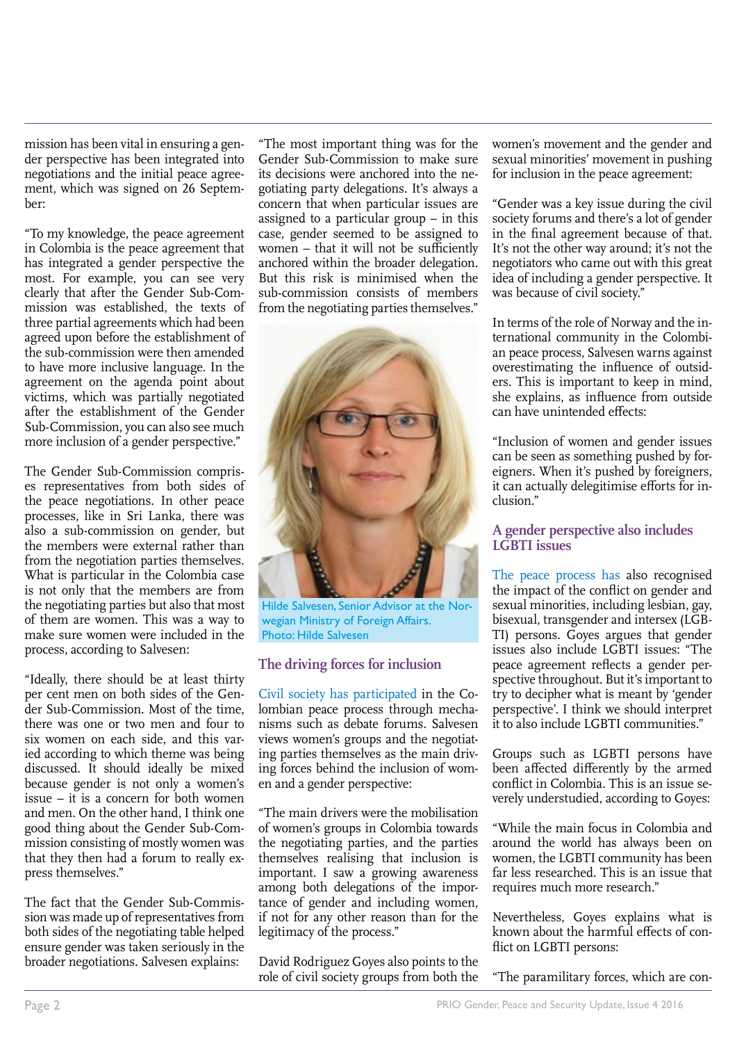mission has been vital in ensuring a gender perspective has been integrated into negotiations and the initial peace agreement, which was signed on 26 September:

"To my knowledge, the peace agreement in Colombia is the peace agreement that has integrated a gender perspective the most. For example, you can see very clearly that after the Gender Sub-Commission was established, the texts of three partial agreements which had been agreed upon before the establishment of the sub-commission were then amended to have more inclusive language. In the agreement on the agenda point about victims, which was partially negotiated after the establishment of the Gender Sub-Commission, you can also see much more inclusion of a gender perspective."

The Gender Sub-Commission comprises representatives from both sides of the peace negotiations. In other peace processes, like in Sri Lanka, there was also a sub-commission on gender, but the members were external rather than from the negotiation parties themselves. What is particular in the Colombia case is not only that the members are from the negotiating parties but also that most of them are women. This was a way to make sure women were included in the process, according to Salvesen:

"Ideally, there should be at least thirty per cent men on both sides of the Gender Sub-Commission. Most of the time, there was one or two men and four to six women on each side, and this varied according to which theme was being discussed. It should ideally be mixed because gender is not only a women's issue – it is a concern for both women and men. On the other hand, I think one good thing about the Gender Sub-Commission consisting of mostly women was that they then had a forum to really express themselves."

The fact that the Gender Sub-Commission was made up of representatives from both sides of the negotiating table helped ensure gender was taken seriously in the broader negotiations. Salvesen explains:

"The most important thing was for the Gender Sub-Commission to make sure its decisions were anchored into the negotiating party delegations. It's always a concern that when particular issues are assigned to a particular group – in this case, gender seemed to be assigned to women – that it will not be sufficiently anchored within the broader delegation. But this risk is minimised when the sub-commission consists of members from the negotiating parties themselves."

Hilde Salvesen, Senior Advisor at the Norwegian Ministry of Foreign Affairs. Photo: Hilde Salvesen

## The driving forces for inclusion

Civil society has participated in the Colombian peace process through mechanisms such as debate forums. Salvesen views women's groups and the negotiating parties themselves as the main driving forces behind the inclusion of women and a gender perspective:

"The main drivers were the mobilisation of women's groups in Colombia towards the negotiating parties, and the parties themselves realising that inclusion is important. I saw a growing awareness among both delegations of the importance of gender and including women, if not for any other reason than for the legitimacy of the process."

David Rodriguez Goyes also points to the role of civil society groups from both the women's movement and the gender and sexual minorities' movement in pushing for inclusion in the peace agreement:

"Gender was a key issue during the civil society forums and there's a lot of gender in the final agreement because of that. It's not the other way around; it's not the negotiators who came out with this great idea of including a gender perspective. It was because of civil society."

In terms of the role of Norway and the international community in the Colombian peace process, Salvesen warns against overestimating the influence of outsiders. This is important to keep in mind, she explains, as influence from outside can have unintended effects:

"Inclusion of women and gender issues can be seen as something pushed by foreigners. When it's pushed by foreigners, it can actually delegitimise efforts for inclusion."

## A gender perspective also includes LGBTI issues

The peace process has also recognised the impact of the conflict on gender and sexual minorities, including lesbian, gay, bisexual, transgender and intersex (LGBTI) persons. Goyes argues that gender issues also include LGBTI issues: "The peace agreement reflects a gender perspective throughout. But it's important to try to decipher what is meant by 'gender perspective'. I think we should interpret it to also include LGBTI communities."

Groups such as LGBTI persons have been affected differently by the armed conflict in Colombia. This is an issue severely understudied, according to Goyes:

"While the main focus in Colombia and around the world has always been on women, the LGBTI community has been far less researched. This is an issue that requires much more research."

Nevertheless, Goyes explains what is known about the harmful effects of conflict on LGBTI persons:

"The paramilitary forces, which are con-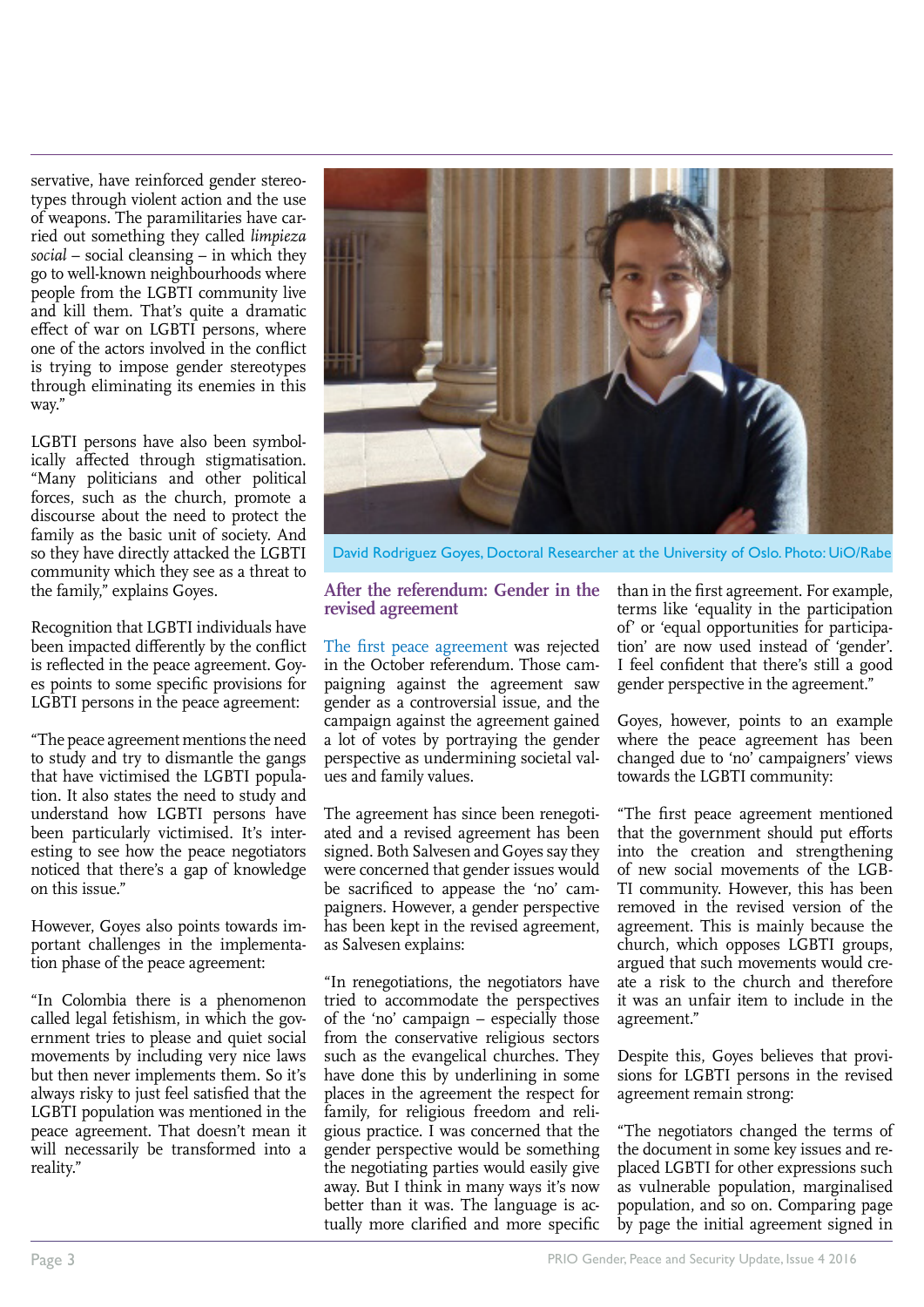servative, have reinforced gender stereotypes through violent action and the use of weapons. The paramilitaries have carried out something they called *limpieza social* – social cleansing – in which they go to well-known neighbourhoods where people from the LGBTI community live and kill them. That's quite a dramatic effect of war on LGBTI persons, where one of the actors involved in the conflict is trying to impose gender stereotypes through eliminating its enemies in this way."

LGBTI persons have also been symbolically affected through stigmatisation. "Many politicians and other political forces, such as the church, promote a discourse about the need to protect the family as the basic unit of society. And so they have directly attacked the LGBTI community which they see as a threat to the family," explains Goyes.

Recognition that LGBTI individuals have been impacted differently by the conflict is reflected in the peace agreement. Goyes points to some specific provisions for LGBTI persons in the peace agreement:

"The peace agreement mentions the need to study and try to dismantle the gangs that have victimised the LGBTI population. It also states the need to study and understand how LGBTI persons have been particularly victimised. It's interesting to see how the peace negotiators noticed that there's a gap of knowledge on this issue."

However, Goyes also points towards important challenges in the implementation phase of the peace agreement:

"In Colombia there is a phenomenon called legal fetishism, in which the government tries to please and quiet social movements by including very nice laws but then never implements them. So it's always risky to just feel satisfied that the LGBTI population was mentioned in the peace agreement. That doesn't mean it will necessarily be transformed into a reality."

David Rodriguez Goyes, Doctoral Researcher at the University of Oslo. Photo: UiO/Rabe

## After the referendum: Gender in the revised agreement

The first peace agreement was rejected in the October referendum. Those campaigning against the agreement saw gender as a controversial issue, and the campaign against the agreement gained a lot of votes by portraying the gender perspective as undermining societal values and family values.

The agreement has since been renegotiated and a revised agreement has been signed. Both Salvesen and Goyes say they were concerned that gender issues would be sacrificed to appease the 'no' campaigners. However, a gender perspective has been kept in the revised agreement, as Salvesen explains:

"In renegotiations, the negotiators have tried to accommodate the perspectives of the 'no' campaign – especially those from the conservative religious sectors such as the evangelical churches. They have done this by underlining in some places in the agreement the respect for family, for religious freedom and religious practice. I was concerned that the gender perspective would be something the negotiating parties would easily give away. But I think in many ways it's now better than it was. The language is actually more clarified and more specific than in the first agreement. For example, terms like 'equality in the participation of' or 'equal opportunities for participation' are now used instead of 'gender'. I feel confident that there's still a good gender perspective in the agreement."

Goyes, however, points to an example where the peace agreement has been changed due to 'no' campaigners' views towards the LGBTI community:

"The first peace agreement mentioned that the government should put efforts into the creation and strengthening of new social movements of the LGBTI community. However, this has been removed in the revised version of the agreement. This is mainly because the church, which opposes LGBTI groups, argued that such movements would create a risk to the church and therefore it was an unfair item to include in the agreement."

Despite this, Goyes believes that provisions for LGBTI persons in the revised agreement remain strong:

"The negotiators changed the terms of the document in some key issues and replaced LGBTI for other expressions such as vulnerable population, marginalised population, and so on. Comparing page by page the initial agreement signed in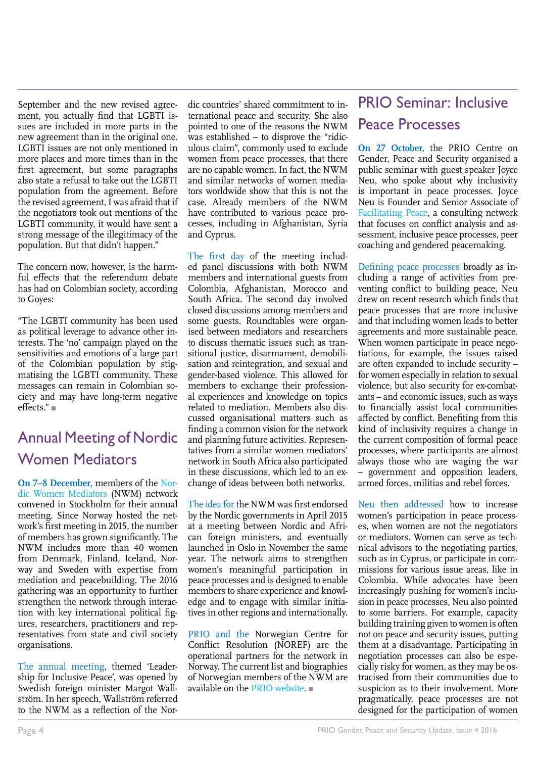September and the new revised agreement, you actually find that LGBTI issues are included in more parts in the new agreement than in the original one. LGBTI issues are not only mentioned in more places and more times than in the first agreement, but some paragraphs also state a refusal to take out the LGBTI population from the agreement. Before the revised agreement, I was afraid that if the negotiators took out mentions of the LGBTI community, it would have sent a strong message of the illegitimacy of the population. But that didn't happen."

The concern now, however, is the harmful effects that the referendum debate has had on Colombian society, according to Goyes:

"The LGBTI community has been used as political leverage to advance other interests. The 'no' campaign played on the sensitivities and emotions of a large part of the Colombian population by stigmatising the LGBTI community. These messages can remain in Colombian society and may have long-term negative effects." ■

## Annual Meeting of Nordic Women Mediators

**On 7–8 December**, members of the Nordic Women Mediators (NWM) network convened in Stockholm for their annual meeting. Since Norway hosted the network's first meeting in 2015, the number of members has grown significantly. The NWM includes more than 40 women from Denmark, Finland, Iceland, Norway and Sweden with expertise from mediation and peacebuilding. The 2016 gathering was an opportunity to further strengthen the network through interaction with key international political figures, researchers, practitioners and representatives from state and civil society organisations.

The annual meeting, themed 'Leadership for Inclusive Peace', was opened by Swedish foreign minister Margot Wallström. In her speech, Wallström referred to the NWM as a reflection of the Nordic countries' shared commitment to international peace and security. She also pointed to one of the reasons the NWM was established – to disprove the "ridiculous claim", commonly used to exclude women from peace processes, that there are no capable women. In fact, the NWM and similar networks of women mediators worldwide show that this is not the case. Already members of the NWM have contributed to various peace processes, including in Afghanistan, Syria and Cyprus.

The first day of the meeting included panel discussions with both NWM members and international guests from Colombia, Afghanistan, Morocco and South Africa. The second day involved closed discussions among members and some guests. Roundtables were organised between mediators and researchers to discuss thematic issues such as transitional justice, disarmament, demobilisation and reintegration, and sexual and gender-based violence. This allowed for members to exchange their professional experiences and knowledge on topics related to mediation. Members also discussed organisational matters such as finding a common vision for the network and planning future activities. Representatives from a similar women mediators' network in South Africa also participated in these discussions, which led to an exchange of ideas between both networks.

The idea for the NWM was first endorsed by the Nordic governments in April 2015 at a meeting between Nordic and African foreign ministers, and eventually launched in Oslo in November the same year. The network aims to strengthen women's meaningful participation in peace processes and is designed to enable members to share experience and knowledge and to engage with similar initiatives in other regions and internationally.

PRIO and the Norwegian Centre for Conflict Resolution (NOREF) are the operational partners for the network in Norway. The current list and biographies of Norwegian members of the NWM are available on the PRIO website. ■

## PRIO Seminar: Inclusive Peace Processes

**On 27 October**, the PRIO Centre on Gender, Peace and Security organised a public seminar with guest speaker Joyce Neu, who spoke about why inclusivity is important in peace processes. Joyce Neu is Founder and Senior Associate of Facilitating Peace, a consulting network that focuses on conflict analysis and assessment, inclusive peace processes, peer coaching and gendered peacemaking.

Defining peace processes broadly as including a range of activities from preventing conflict to building peace, Neu drew on recent research which finds that peace processes that are more inclusive and that including women leads to better agreements and more sustainable peace. When women participate in peace negotiations, for example, the issues raised are often expanded to include security – for women especially in relation to sexual violence, but also security for ex-combatants – and economic issues, such as ways to financially assist local communities affected by conflict. Benefiting from this kind of inclusivity requires a change in the current composition of formal peace processes, where participants are almost always those who are waging the war – government and opposition leaders, armed forces, militias and rebel forces.

Neu then addressed how to increase women's participation in peace processes, when women are not the negotiators or mediators. Women can serve as technical advisors to the negotiating parties, such as in Cyprus, or participate in commissions for various issue areas, like in Colombia. While advocates have been increasingly pushing for women's inclusion in peace processes, Neu also pointed to some barriers. For example, capacity building training given to women is often not on peace and security issues, putting them at a disadvantage. Participating in negotiation processes can also be especially risky for women, as they may be ostracised from their communities due to suspicion as to their involvement. More pragmatically, peace processes are not designed for the participation of women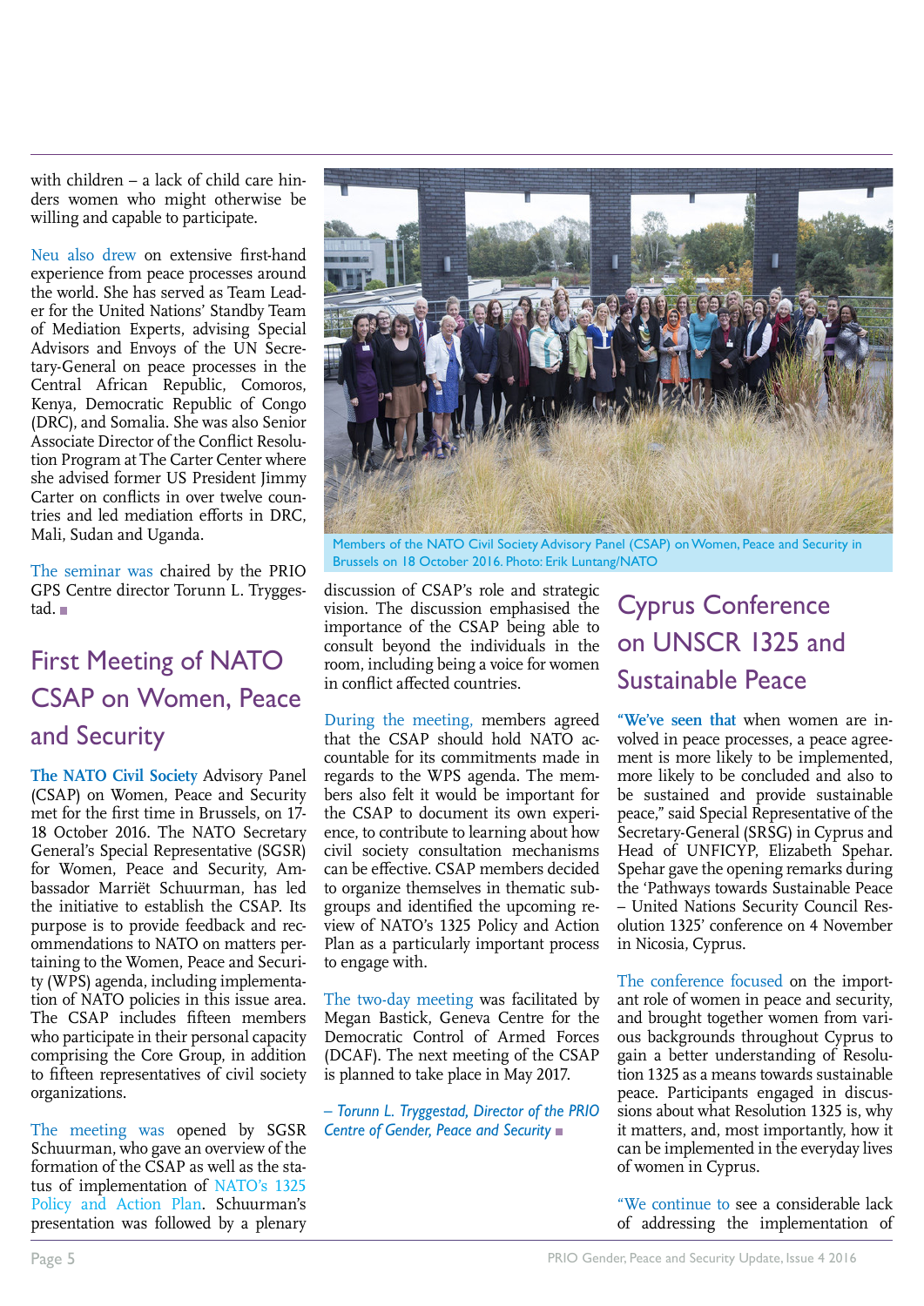with children – a lack of child care hinders women who might otherwise be willing and capable to participate.

Neu also drew on extensive first-hand experience from peace processes around the world. She has served as Team Leader for the United Nations' Standby Team of Mediation Experts, advising Special Advisors and Envoys of the UN Secretary-General on peace processes in the Central African Republic, Comoros, Kenya, Democratic Republic of Congo (DRC), and Somalia. She was also Senior Associate Director of the Conflict Resolution Program at The Carter Center where she advised former US President Jimmy Carter on conflicts in over twelve countries and led mediation efforts in DRC, Mali, Sudan and Uganda.

The seminar was chaired by the PRIO GPS Centre director Torunn L. Tryggestad. ■

## First Meeting of NATO CSAP on Women, Peace and Security

**The NATO Civil Society** Advisory Panel (CSAP) on Women, Peace and Security met for the first time in Brussels, on 17-18 October 2016. The NATO Secretary General's Special Representative (SGSR) for Women, Peace and Security, Ambassador Marriët Schuurman, has led the initiative to establish the CSAP. Its purpose is to provide feedback and recommendations to NATO on matters pertaining to the Women, Peace and Security (WPS) agenda, including implementation of NATO policies in this issue area. The CSAP includes fifteen members who participate in their personal capacity comprising the Core Group, in addition to fifteen representatives of civil society organizations.

The meeting was opened by SGSR Schuurman, who gave an overview of the formation of the CSAP as well as the status of implementation of NATO's 1325 Policy and Action Plan. Schuurman's presentation was followed by a plenary discussion of CSAP's role and strategic vision. The discussion emphasised the importance of the CSAP being able to consult beyond the individuals in the room, including being a voice for women in conflict affected countries.

Members of the NATO Civil Society Advisory Panel (CSAP) on Women, Peace and Security in Brussels on 18 October 2016. Photo: Erik Luntang/NATO

During the meeting, members agreed that the CSAP should hold NATO accountable for its commitments made in regards to the WPS agenda. The members also felt it would be important for the CSAP to document its own experience, to contribute to learning about how civil society consultation mechanisms can be effective. CSAP members decided to organize themselves in thematic subgroups and identified the upcoming review of NATO's 1325 Policy and Action Plan as a particularly important process to engage with.

The two-day meeting was facilitated by Megan Bastick, Geneva Centre for the Democratic Control of Armed Forces (DCAF). The next meeting of the CSAP is planned to take place in May 2017.

*– Torunn L. Tryggestad, Director of the PRIO Centre of Gender, Peace and Security* ■

## Cyprus Conference on UNSCR 1325 and Sustainable Peace

**"We've seen that** when women are involved in peace processes, a peace agreement is more likely to be implemented, more likely to be concluded and also to be sustained and provide sustainable peace," said Special Representative of the Secretary-General (SRSG) in Cyprus and Head of UNFICYP, Elizabeth Spehar. Spehar gave the opening remarks during the 'Pathways towards Sustainable Peace – United Nations Security Council Resolution 1325' conference on 4 November in Nicosia, Cyprus.

The conference focused on the important role of women in peace and security, and brought together women from various backgrounds throughout Cyprus to gain a better understanding of Resolution 1325 as a means towards sustainable peace. Participants engaged in discussions about what Resolution 1325 is, why it matters, and, most importantly, how it can be implemented in the everyday lives of women in Cyprus.

"We continue to see a considerable lack of addressing the implementation of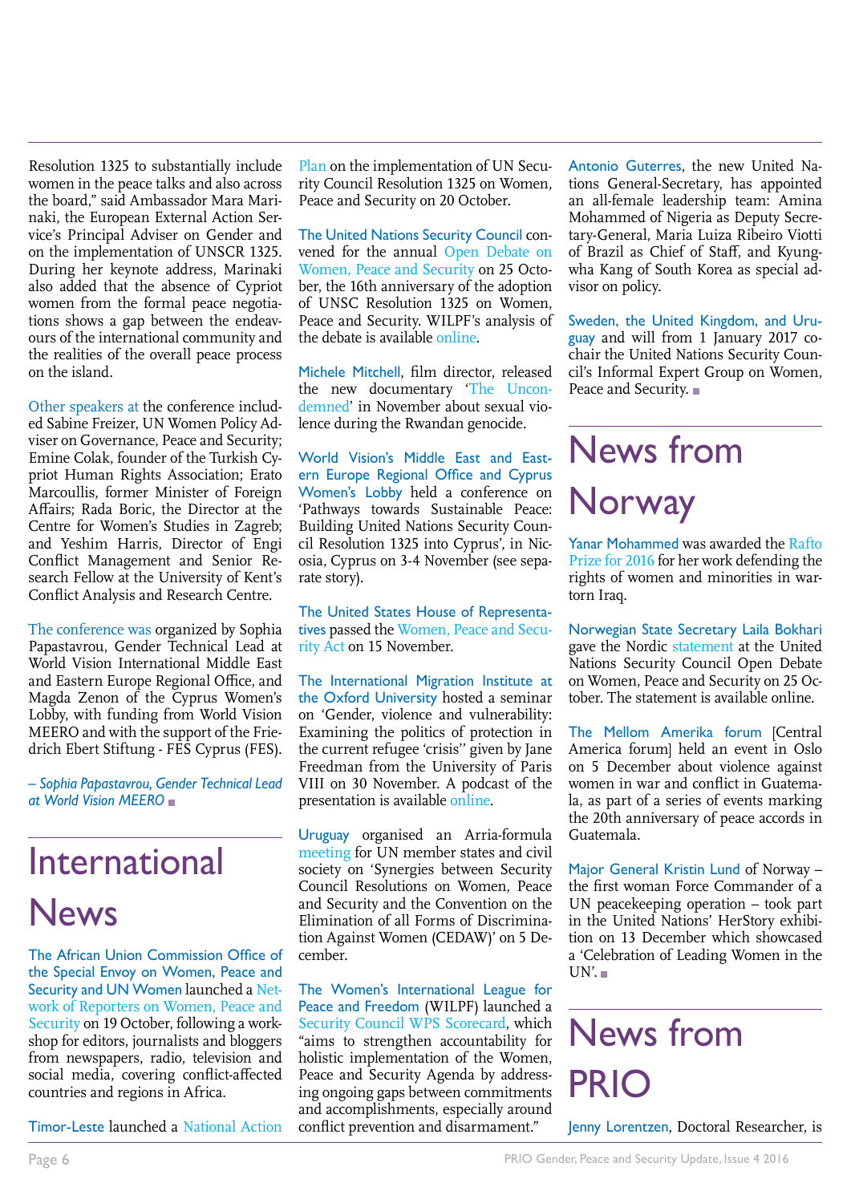Resolution 1325 to substantially include women in the peace talks and also across the board," said Ambassador Mara Marinaki, the European External Action Service's Principal Adviser on Gender and on the implementation of UNSCR 1325. During her keynote address, Marinaki also added that the absence of Cypriot women from the formal peace negotiations shows a gap between the endeavours of the international community and the realities of the overall peace process on the island.

Other speakers at the conference included Sabine Freizer, UN Women Policy Adviser on Governance, Peace and Security; Emine Colak, founder of the Turkish Cypriot Human Rights Association; Erato Marcoullis, former Minister of Foreign Affairs; Rada Boric, the Director at the Centre for Women's Studies in Zagreb; and Yeshim Harris, Director of Engi Conflict Management and Senior Research Fellow at the University of Kent's Conflict Analysis and Research Centre.

The conference was organized by Sophia Papastavrou, Gender Technical Lead at World Vision International Middle East and Eastern Europe Regional Office, and Magda Zenon of the Cyprus Women's Lobby, with funding from World Vision MEERO and with the support of the Friedrich Ebert Stiftung - FES Cyprus (FES).

*– Sophia Papastavrou, Gender Technical Lead at World Vision MEERO*

# International News

The African Union Commission Office of the Special Envoy on Women, Peace and Security and UN Women launched a Network of Reporters on Women, Peace and Security on 19 October, following a workshop for editors, journalists and bloggers from newspapers, radio, television and social media, covering conflict-affected countries and regions in Africa.

Timor-Leste launched a National Action Plan on the implementation of UN Security Council Resolution 1325 on Women, Peace and Security on 20 October.

The United Nations Security Council convened for the annual Open Debate on Women, Peace and Security on 25 October, the 16th anniversary of the adoption of UNSC Resolution 1325 on Women, Peace and Security. WILPF's analysis of the debate is available online.

Michele Mitchell, film director, released the new documentary 'The Uncondemned' in November about sexual violence during the Rwandan genocide.

World Vision's Middle East and Eastern Europe Regional Office and Cyprus Women's Lobby held a conference on 'Pathways towards Sustainable Peace: Building United Nations Security Council Resolution 1325 into Cyprus', in Nicosia, Cyprus on 3-4 November (see separate story).

The United States House of Representatives passed the Women, Peace and Security Act on 15 November.

The International Migration Institute at the Oxford University hosted a seminar on 'Gender, violence and vulnerability: Examining the politics of protection in the current refugee 'crisis'' given by Jane Freedman from the University of Paris VIII on 30 November. A podcast of the presentation is available online.

Uruguay organised an Arria-formula meeting for UN member states and civil society on 'Synergies between Security Council Resolutions on Women, Peace and Security and the Convention on the Elimination of all Forms of Discrimination Against Women (CEDAW)' on 5 December.

The Women's International League for Peace and Freedom (WILPF) launched a Security Council WPS Scorecard, which "aims to strengthen accountability for holistic implementation of the Women, Peace and Security Agenda by addressing ongoing gaps between commitments and accomplishments, especially around conflict prevention and disarmament."

Antonio Guterres, the new United Nations General-Secretary, has appointed an all-female leadership team: Amina Mohammed of Nigeria as Deputy Secretary-General, Maria Luiza Ribeiro Viotti of Brazil as Chief of Staff, and Kyung-wha Kang of South Korea as special advisor on policy.

Sweden, the United Kingdom, and Uruguay and will from 1 January 2017 cochair the United Nations Security Council's Informal Expert Group on Women, Peace and Security.

# News from Norway

Yanar Mohammed was awarded the Rafto Prize for 2016 for her work defending the rights of women and minorities in wartorn Iraq.

Norwegian State Secretary Laila Bokhari gave the Nordic statement at the United Nations Security Council Open Debate on Women, Peace and Security on 25 October. The statement is available online.

The Mellom Amerika forum [Central America forum] held an event in Oslo on 5 December about violence against women in war and conflict in Guatemala, as part of a series of events marking the 20th anniversary of peace accords in Guatemala.

Major General Kristin Lund of Norway – the first woman Force Commander of a UN peacekeeping operation – took part in the United Nations' HerStory exhibition on 13 December which showcased a 'Celebration of Leading Women in the UN'.

# News from PRIO

Jenny Lorentzen, Doctoral Researcher, is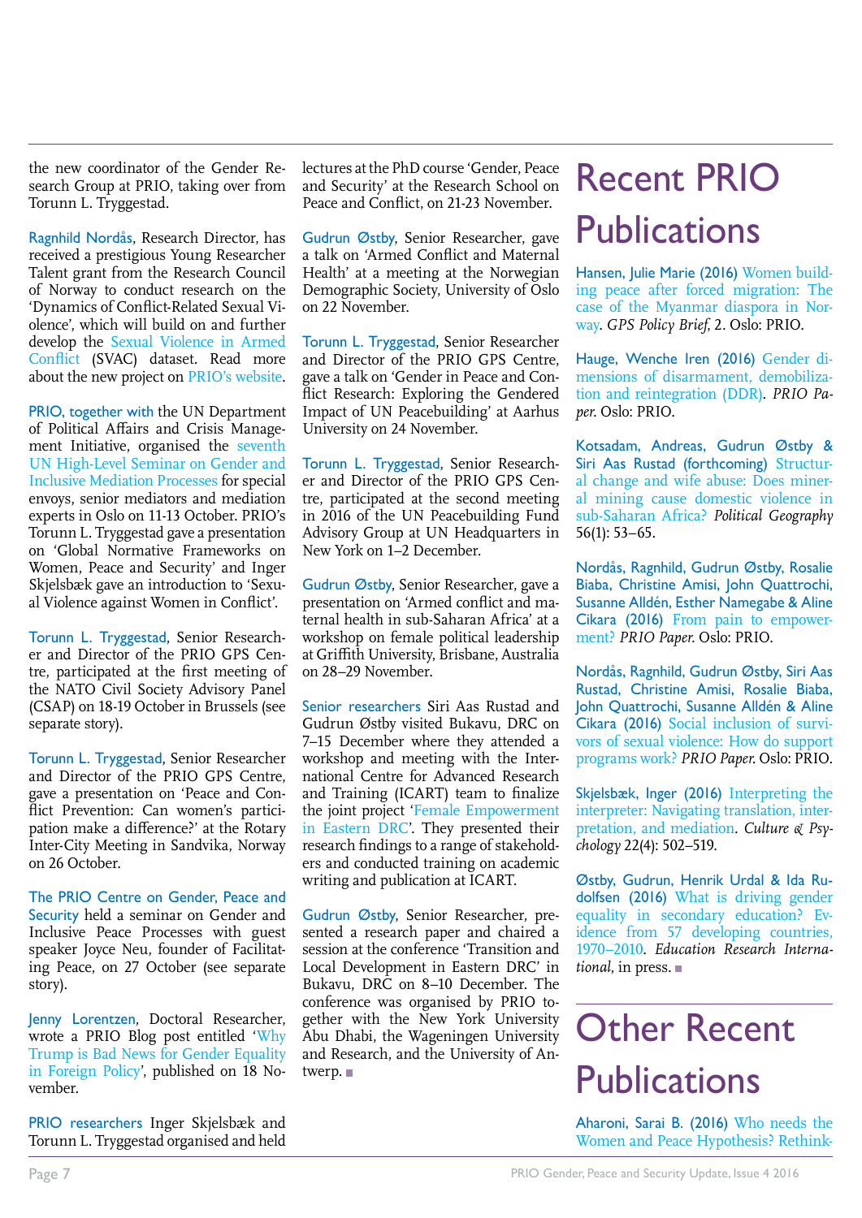the new coordinator of the Gender Research Group at PRIO, taking over from Torunn L. Tryggestad.

Ragnhild Nordås, Research Director, has received a prestigious Young Researcher Talent grant from the Research Council of Norway to conduct research on the 'Dynamics of Conflict-Related Sexual Violence', which will build on and further develop the Sexual Violence in Armed Conflict (SVAC) dataset. Read more about the new project on PRIO's website.

PRIO, together with the UN Department of Political Affairs and Crisis Management Initiative, organised the seventh UN High-Level Seminar on Gender and Inclusive Mediation Processes for special envoys, senior mediators and mediation experts in Oslo on 11-13 October. PRIO's Torunn L. Tryggestad gave a presentation on 'Global Normative Frameworks on Women, Peace and Security' and Inger Skjelsbæk gave an introduction to 'Sexual Violence against Women in Conflict'.

Torunn L. Tryggestad, Senior Researcher and Director of the PRIO GPS Centre, participated at the first meeting of the NATO Civil Society Advisory Panel (CSAP) on 18-19 October in Brussels (see separate story).

Torunn L. Tryggestad, Senior Researcher and Director of the PRIO GPS Centre, gave a presentation on 'Peace and Conflict Prevention: Can women's participation make a difference?' at the Rotary Inter-City Meeting in Sandvika, Norway on 26 October.

The PRIO Centre on Gender, Peace and Security held a seminar on Gender and Inclusive Peace Processes with guest speaker Joyce Neu, founder of Facilitating Peace, on 27 October (see separate story).

Jenny Lorentzen, Doctoral Researcher, wrote a PRIO Blog post entitled 'Why Trump is Bad News for Gender Equality in Foreign Policy', published on 18 November.

PRIO researchers Inger Skjelsbæk and Torunn L. Tryggestad organised and held lectures at the PhD course 'Gender, Peace and Security' at the Research School on Peace and Conflict, on 21-23 November.

Gudrun Østby, Senior Researcher, gave a talk on 'Armed Conflict and Maternal Health' at a meeting at the Norwegian Demographic Society, University of Oslo on 22 November.

Torunn L. Tryggestad, Senior Researcher and Director of the PRIO GPS Centre, gave a talk on 'Gender in Peace and Conflict Research: Exploring the Gendered Impact of UN Peacebuilding' at Aarhus University on 24 November.

Torunn L. Tryggestad, Senior Researcher and Director of the PRIO GPS Centre, participated at the second meeting in 2016 of the UN Peacebuilding Fund Advisory Group at UN Headquarters in New York on 1–2 December.

Gudrun Østby, Senior Researcher, gave a presentation on 'Armed conflict and maternal health in sub-Saharan Africa' at a workshop on female political leadership at Griffith University, Brisbane, Australia on 28–29 November.

Senior researchers Siri Aas Rustad and Gudrun Østby visited Bukavu, DRC on 7–15 December where they attended a workshop and meeting with the International Centre for Advanced Research and Training (ICART) team to finalize the joint project 'Female Empowerment in Eastern DRC'. They presented their research findings to a range of stakeholders and conducted training on academic writing and publication at ICART.

Gudrun Østby, Senior Researcher, presented a research paper and chaired a session at the conference 'Transition and Local Development in Eastern DRC' in Bukavu, DRC on 8–10 December. The conference was organised by PRIO together with the New York University Abu Dhabi, the Wageningen University and Research, and the University of Antwerp. ■

# Recent PRIO Publications

Hansen, Julie Marie (2016) Women building peace after forced migration: The case of the Myanmar diaspora in Norway. *GPS Policy Brief,* 2. Oslo: PRIO.

Hauge, Wenche Iren (2016) Gender dimensions of disarmament, demobilization and reintegration (DDR). *PRIO Paper*. Oslo: PRIO.

Kotsadam, Andreas, Gudrun Østby & Siri Aas Rustad (forthcoming) Structural change and wife abuse: Does mineral mining cause domestic violence in sub-Saharan Africa? *Political Geography* 56(1): 53–65.

Nordås, Ragnhild, Gudrun Østby, Rosalie Biaba, Christine Amisi, John Quattrochi, Susanne Alldén, Esther Namegabe & Aline Cikara (2016) From pain to empowerment? *PRIO Paper.* Oslo: PRIO.

Nordås, Ragnhild, Gudrun Østby, Siri Aas Rustad, Christine Amisi, Rosalie Biaba, John Quattrochi, Susanne Alldén & Aline Cikara (2016) Social inclusion of survivors of sexual violence: How do support programs work? *PRIO Paper.* Oslo: PRIO.

Skjelsbæk, Inger (2016) Interpreting the interpreter: Navigating translation, interpretation, and mediation. *Culture & Psychology* 22(4): 502–519.

Østby, Gudrun, Henrik Urdal & Ida Rudolfsen (2016) What is driving gender equality in secondary education? Evidence from 57 developing countries, 1970–2010. *Education Research International,* in press. ■

# Other Recent Publications

Aharoni, Sarai B. (2016) Who needs the Women and Peace Hypothesis? Rethink-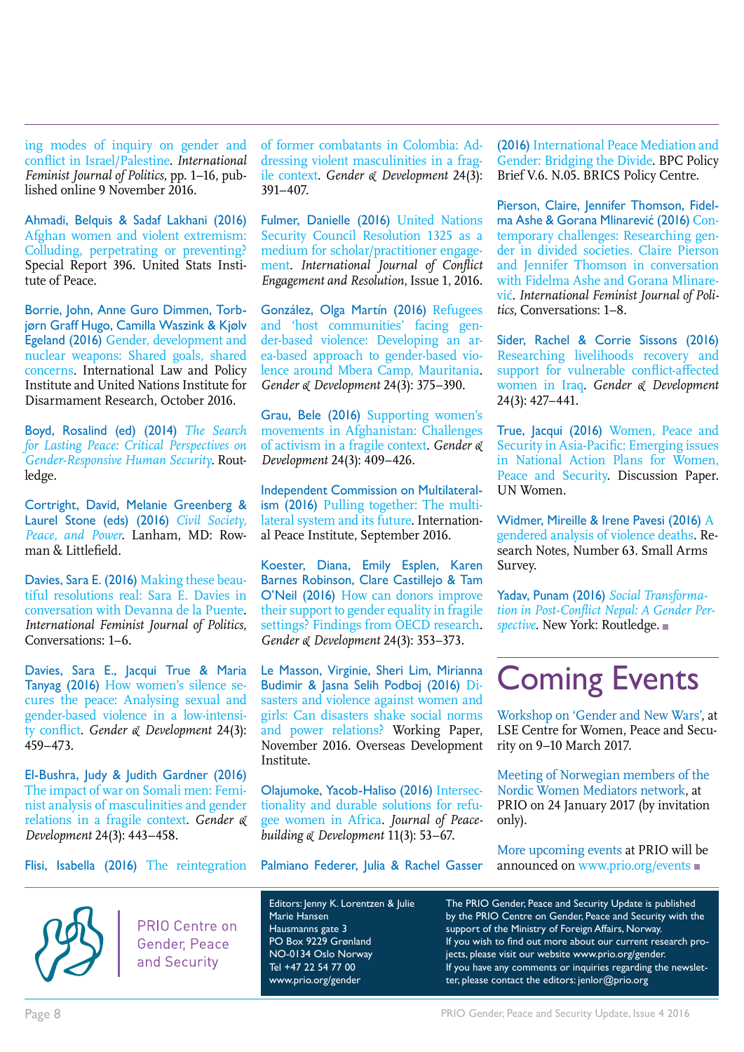ing modes of inquiry on gender and conflict in Israel/Palestine. *International Feminist Journal of Politics*, pp. 1–16, published online 9 November 2016.

Ahmadi, Belquis & Sadaf Lakhani (2016) Afghan women and violent extremism: Colluding, perpetrating or preventing? Special Report 396. United Stats Institute of Peace.

Borrie, John, Anne Guro Dimmen, Torbjørn Graff Hugo, Camilla Waszink & Kjølv Egeland (2016) Gender, development and nuclear weapons: Shared goals, shared concerns. International Law and Policy Institute and United Nations Institute for Disarmament Research, October 2016.

Boyd, Rosalind (ed) (2014) *The Search for Lasting Peace: Critical Perspectives on Gender-Responsive Human Security*. Routledge.

Cortright, David, Melanie Greenberg & Laurel Stone (eds) (2016) *Civil Society, Peace, and Power*. Lanham, MD: Rowman & Littlefield.

Davies, Sara E. (2016) Making these beautiful resolutions real: Sara E. Davies in conversation with Devanna de la Puente. *International Feminist Journal of Politics*, Conversations: 1–6.

Davies, Sara E., Jacqui True & Maria Tanyag (2016) How women's silence secures the peace: Analysing sexual and gender-based violence in a low-intensity conflict. *Gender & Development* 24(3): 459–473.

El-Bushra, Judy & Judith Gardner (2016) The impact of war on Somali men: Feminist analysis of masculinities and gender relations in a fragile context. *Gender & Development* 24(3): 443–458.

Flisi, Isabella (2016) The reintegration of former combatants in Colombia: Addressing violent masculinities in a fragile context. *Gender & Development* 24(3): 391–407.

Fulmer, Danielle (2016) United Nations Security Council Resolution 1325 as a medium for scholar/practitioner engagement. *International Journal of Conflict Engagement and Resolution*, Issue 1, 2016.

González, Olga Martín (2016) Refugees and 'host communities' facing gender-based violence: Developing an area-based approach to gender-based violence around Mbera Camp, Mauritania. *Gender & Development* 24(3): 375–390.

Grau, Bele (2016) Supporting women's movements in Afghanistan: Challenges of activism in a fragile context. *Gender & Development* 24(3): 409–426.

Independent Commission on Multilateralism (2016) Pulling together: The multilateral system and its future. International Peace Institute, September 2016.

Koester, Diana, Emily Esplen, Karen Barnes Robinson, Clare Castillejo & Tam O'Neil (2016) How can donors improve their support to gender equality in fragile settings? Findings from OECD research. *Gender & Development* 24(3): 353–373.

Le Masson, Virginie, Sheri Lim, Mirianna Budimir & Jasna Selih Podboj (2016) Disasters and violence against women and girls: Can disasters shake social norms and power relations? Working Paper, November 2016. Overseas Development Institute.

Olajumoke, Yacob-Haliso (2016) Intersectionality and durable solutions for refugee women in Africa. *Journal of Peacebuilding & Development* 11(3): 53–67.

Palmiano Federer, Julia & Rachel Gasser (2016) International Peace Mediation and Gender: Bridging the Divide. BPC Policy Brief V.6. N.05. BRICS Policy Centre.

Pierson, Claire, Jennifer Thomson, Fidelma Ashe & Gorana Mlinarević (2016) Contemporary challenges: Researching gender in divided societies. Claire Pierson and Jennifer Thomson in conversation with Fidelma Ashe and Gorana Mlinarević. *International Feminist Journal of Politics*, Conversations: 1–8.

Sider, Rachel & Corrie Sissons (2016) Researching livelihoods recovery and support for vulnerable conflict-affected women in Iraq. *Gender & Development* 24(3): 427–441.

True, Jacqui (2016) Women, Peace and Security in Asia-Pacific: Emerging issues in National Action Plans for Women, Peace and Security. Discussion Paper. UN Women.

Widmer, Mireille & Irene Pavesi (2016) A gendered analysis of violence deaths. Research Notes, Number 63. Small Arms Survey.

Yadav, Punam (2016) *Social Transformation in Post-Conflict Nepal: A Gender Perspective*. New York: Routledge.

# Coming Events

Workshop on 'Gender and New Wars', at LSE Centre for Women, Peace and Security on 9–10 March 2017.

Meeting of Norwegian members of the Nordic Women Mediators network, at PRIO on 24 January 2017 (by invitation only).

More upcoming events at PRIO will be announced on www.prio.org/events

PRIO Centre on Gender, Peace and Security

Editors: Jenny K. Lorentzen & Julie Marie Hansen
Hausmanns gate 3
PO Box 9229 Grønland
NO-0134 Oslo Norway
Tel +47 22 54 77 00
www.prio.org/gender

The PRIO Gender, Peace and Security Update is published by the PRIO Centre on Gender, Peace and Security with the support of the Ministry of Foreign Affairs, Norway.
If you wish to find out more about our current research projects, please visit our website www.prio.org/gender.
If you have any comments or inquiries regarding the newsletter, please contact the editors: jenlor@prio.org